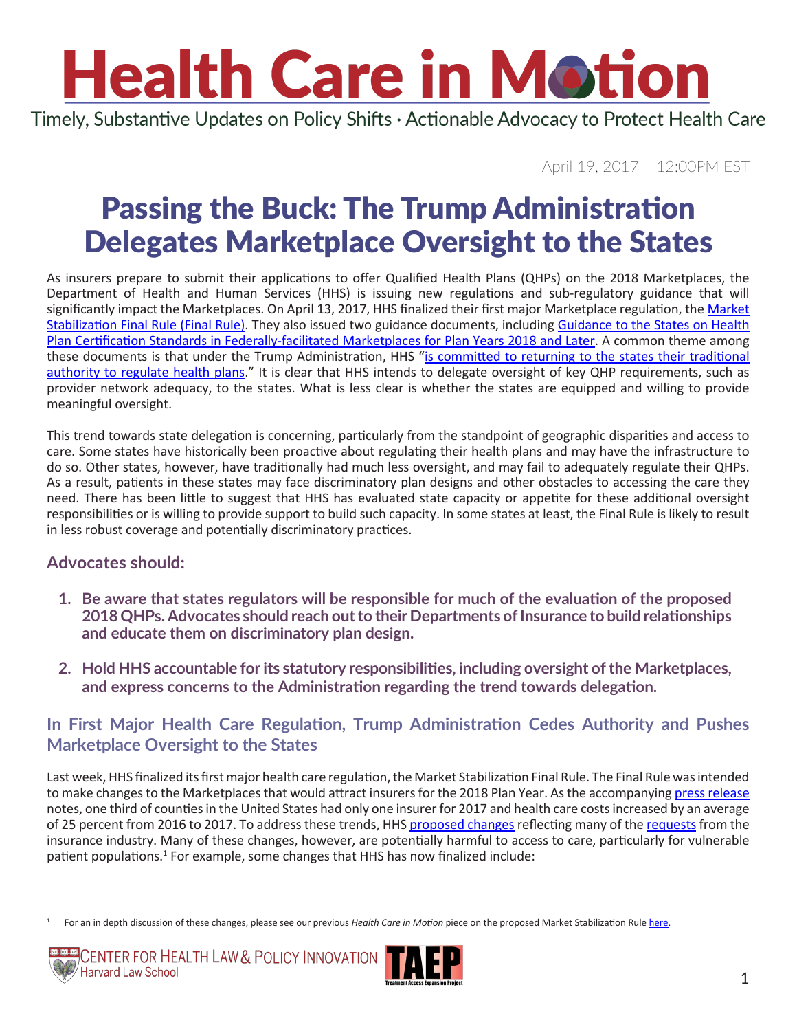# Health Care in Motion

Timely, Substantive Updates on Policy Shifts · Actionable Advocacy to Protect Health Care

April 19, 2017 12:00PM EST

# Passing the Buck: The Trump Administration Delegates Marketplace Oversight to the States

As insurers prepare to submit their applications to offer Qualified Health Plans (QHPs) on the 2018 Marketplaces, the Department of Health and Human Services (HHS) is issuing new regulations and sub-regulatory guidance that will significantly impact the Marketplaces. On April 13, 2017, HHS finalized their first major Marketplace regulation, the Market Stabilization Final Rule (Final Rule). They also issued two guidance documents, including Guidance to the States on Health Plan Certification Standards in Federally-facilitated Marketplaces for Plan Years 2018 and Later. A common theme among these documents is that under the Trump Administration, HHS "is committed to returning to the states their traditional authority to regulate health plans." It is clear that HHS intends to delegate oversight of key QHP requirements, such as provider network adequacy, to the states. What is less clear is whether the states are equipped and willing to provide meaningful oversight.

This trend towards state delegation is concerning, particularly from the standpoint of geographic disparities and access to care. Some states have historically been proactive about regulating their health plans and may have the infrastructure to do so. Other states, however, have traditionally had much less oversight, and may fail to adequately regulate their QHPs. As a result, patients in these states may face discriminatory plan designs and other obstacles to accessing the care they need. There has been little to suggest that HHS has evaluated state capacity or appetite for these additional oversight responsibilities or is willing to provide support to build such capacity. In some states at least, the Final Rule is likely to result in less robust coverage and potentially discriminatory practices.

### Advocates should:

1. **Be aware that states regulators will be responsible for much of the evaluation of the proposed 2018 QHPs. Advocates should reach out to their Departments of Insurance to build relationships and educate them on discriminatory plan design.**

2. **Hold HHS accountable for its statutory responsibilities, including oversight of the Marketplaces, and express concerns to the Administration regarding the trend towards delegation.**

### In First Major Health Care Regulation, Trump Administration Cedes Authority and Pushes Marketplace Oversight to the States

Last week, HHS finalized its first major health care regulation, the Market Stabilization Final Rule. The Final Rule was intended to make changes to the Marketplaces that would attract insurers for the 2018 Plan Year. As the accompanying press release notes, one third of counties in the United States had only one insurer for 2017 and health care costs increased by an average of 25 percent from 2016 to 2017. To address these trends, HHS proposed changes reflecting many of the requests from the insurance industry. Many of these changes, however, are potentially harmful to access to care, particularly for vulnerable patient populations.[1] For example, some changes that HHS has now finalized include:

[1] For an in depth discussion of these changes, please see our previous *Health Care in Motion* piece on the proposed Market Stabilization Rule here.

Center for Health Law & Policy Innovation, Harvard Law School · TAEP Treatment Access Expansion Project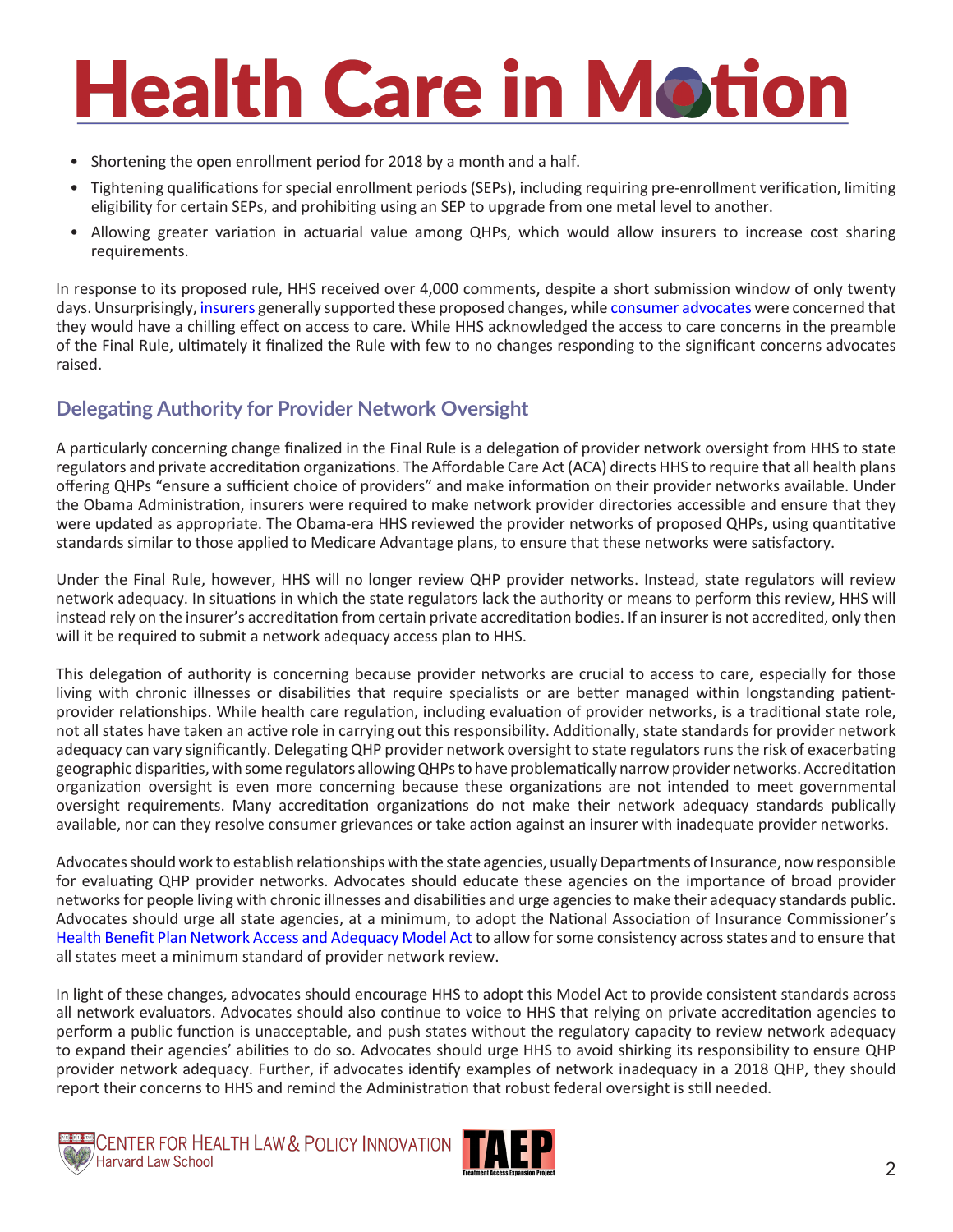- Shortening the open enrollment period for 2018 by a month and a half.
- Tightening qualifications for special enrollment periods (SEPs), including requiring pre-enrollment verification, limiting eligibility for certain SEPs, and prohibiting using an SEP to upgrade from one metal level to another.
- Allowing greater variation in actuarial value among QHPs, which would allow insurers to increase cost sharing requirements.

In response to its proposed rule, HHS received over 4,000 comments, despite a short submission window of only twenty days. Unsurprisingly, insurers generally supported these proposed changes, while consumer advocates were concerned that they would have a chilling effect on access to care. While HHS acknowledged the access to care concerns in the preamble of the Final Rule, ultimately it finalized the Rule with few to no changes responding to the significant concerns advocates raised.

## Delegating Authority for Provider Network Oversight

A particularly concerning change finalized in the Final Rule is a delegation of provider network oversight from HHS to state regulators and private accreditation organizations. The Affordable Care Act (ACA) directs HHS to require that all health plans offering QHPs "ensure a sufficient choice of providers" and make information on their provider networks available. Under the Obama Administration, insurers were required to make network provider directories accessible and ensure that they were updated as appropriate. The Obama-era HHS reviewed the provider networks of proposed QHPs, using quantitative standards similar to those applied to Medicare Advantage plans, to ensure that these networks were satisfactory.

Under the Final Rule, however, HHS will no longer review QHP provider networks. Instead, state regulators will review network adequacy. In situations in which the state regulators lack the authority or means to perform this review, HHS will instead rely on the insurer's accreditation from certain private accreditation bodies. If an insurer is not accredited, only then will it be required to submit a network adequacy access plan to HHS.

This delegation of authority is concerning because provider networks are crucial to access to care, especially for those living with chronic illnesses or disabilities that require specialists or are better managed within longstanding patient-provider relationships. While health care regulation, including evaluation of provider networks, is a traditional state role, not all states have taken an active role in carrying out this responsibility. Additionally, state standards for provider network adequacy can vary significantly. Delegating QHP provider network oversight to state regulators runs the risk of exacerbating geographic disparities, with some regulators allowing QHPs to have problematically narrow provider networks. Accreditation organization oversight is even more concerning because these organizations are not intended to meet governmental oversight requirements. Many accreditation organizations do not make their network adequacy standards publically available, nor can they resolve consumer grievances or take action against an insurer with inadequate provider networks.

Advocates should work to establish relationships with the state agencies, usually Departments of Insurance, now responsible for evaluating QHP provider networks. Advocates should educate these agencies on the importance of broad provider networks for people living with chronic illnesses and disabilities and urge agencies to make their adequacy standards public. Advocates should urge all state agencies, at a minimum, to adopt the National Association of Insurance Commissioner's Health Benefit Plan Network Access and Adequacy Model Act to allow for some consistency across states and to ensure that all states meet a minimum standard of provider network review.

In light of these changes, advocates should encourage HHS to adopt this Model Act to provide consistent standards across all network evaluators. Advocates should also continue to voice to HHS that relying on private accreditation agencies to perform a public function is unacceptable, and push states without the regulatory capacity to review network adequacy to expand their agencies' abilities to do so. Advocates should urge HHS to avoid shirking its responsibility to ensure QHP provider network adequacy. Further, if advocates identify examples of network inadequacy in a 2018 QHP, they should report their concerns to HHS and remind the Administration that robust federal oversight is still needed.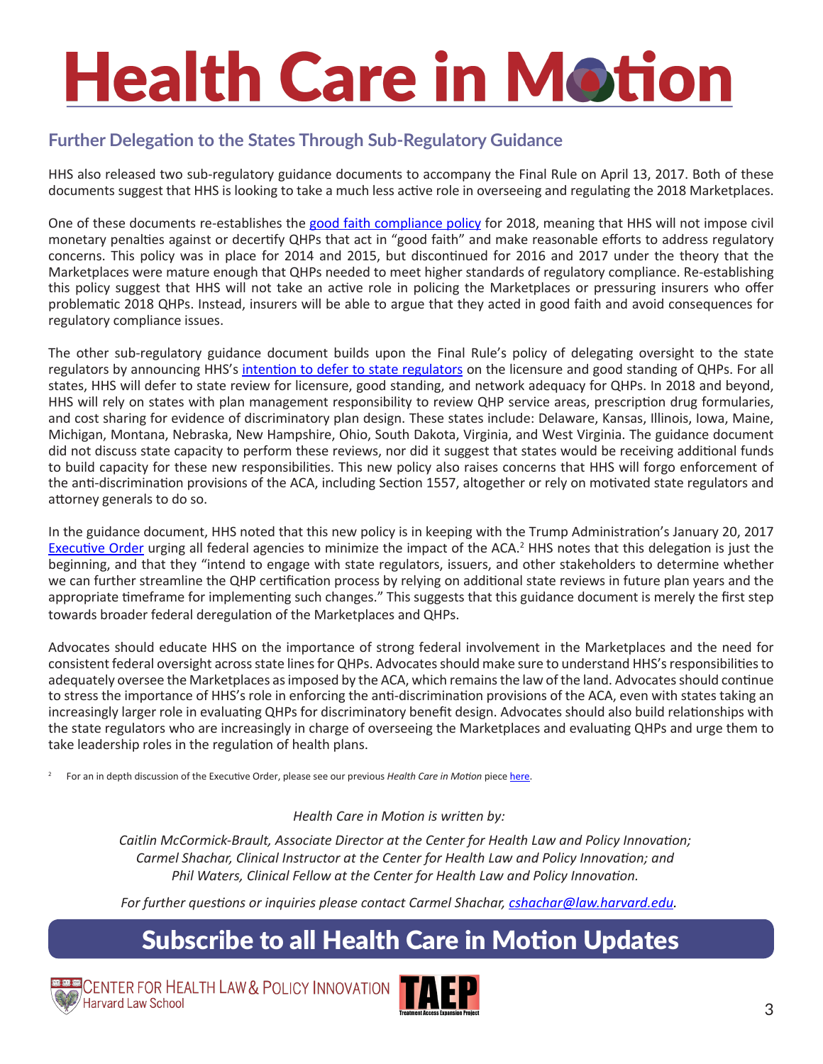# Health Care in Motion

## Further Delegation to the States Through Sub-Regulatory Guidance

HHS also released two sub-regulatory guidance documents to accompany the Final Rule on April 13, 2017. Both of these documents suggest that HHS is looking to take a much less active role in overseeing and regulating the 2018 Marketplaces.

One of these documents re-establishes the good faith compliance policy for 2018, meaning that HHS will not impose civil monetary penalties against or decertify QHPs that act in "good faith" and make reasonable efforts to address regulatory concerns. This policy was in place for 2014 and 2015, but discontinued for 2016 and 2017 under the theory that the Marketplaces were mature enough that QHPs needed to meet higher standards of regulatory compliance. Re-establishing this policy suggest that HHS will not take an active role in policing the Marketplaces or pressuring insurers who offer problematic 2018 QHPs. Instead, insurers will be able to argue that they acted in good faith and avoid consequences for regulatory compliance issues.

The other sub-regulatory guidance document builds upon the Final Rule's policy of delegating oversight to the state regulators by announcing HHS's intention to defer to state regulators on the licensure and good standing of QHPs. For all states, HHS will defer to state review for licensure, good standing, and network adequacy for QHPs. In 2018 and beyond, HHS will rely on states with plan management responsibility to review QHP service areas, prescription drug formularies, and cost sharing for evidence of discriminatory plan design. These states include: Delaware, Kansas, Illinois, Iowa, Maine, Michigan, Montana, Nebraska, New Hampshire, Ohio, South Dakota, Virginia, and West Virginia. The guidance document did not discuss state capacity to perform these reviews, nor did it suggest that states would be receiving additional funds to build capacity for these new responsibilities. This new policy also raises concerns that HHS will forgo enforcement of the anti-discrimination provisions of the ACA, including Section 1557, altogether or rely on motivated state regulators and attorney generals to do so.

In the guidance document, HHS noted that this new policy is in keeping with the Trump Administration's January 20, 2017 Executive Order urging all federal agencies to minimize the impact of the ACA.[2] HHS notes that this delegation is just the beginning, and that they "intend to engage with state regulators, issuers, and other stakeholders to determine whether we can further streamline the QHP certification process by relying on additional state reviews in future plan years and the appropriate timeframe for implementing such changes." This suggests that this guidance document is merely the first step towards broader federal deregulation of the Marketplaces and QHPs.

Advocates should educate HHS on the importance of strong federal involvement in the Marketplaces and the need for consistent federal oversight across state lines for QHPs. Advocates should make sure to understand HHS's responsibilities to adequately oversee the Marketplaces as imposed by the ACA, which remains the law of the land. Advocates should continue to stress the importance of HHS's role in enforcing the anti-discrimination provisions of the ACA, even with states taking an increasingly larger role in evaluating QHPs for discriminatory benefit design. Advocates should also build relationships with the state regulators who are increasingly in charge of overseeing the Marketplaces and evaluating QHPs and urge them to take leadership roles in the regulation of health plans.

[2] For an in depth discussion of the Executive Order, please see our previous *Health Care in Motion* piece here.

*Health Care in Motion is written by:*

*Caitlin McCormick-Brault, Associate Director at the Center for Health Law and Policy Innovation; Carmel Shachar, Clinical Instructor at the Center for Health Law and Policy Innovation; and Phil Waters, Clinical Fellow at the Center for Health Law and Policy Innovation.*

*For further questions or inquiries please contact Carmel Shachar, cshachar@law.harvard.edu.*

**Subscribe to all Health Care in Motion Updates**

Center for Health Law & Policy Innovation, Harvard Law School

TAEP Treatment Access Expansion Project